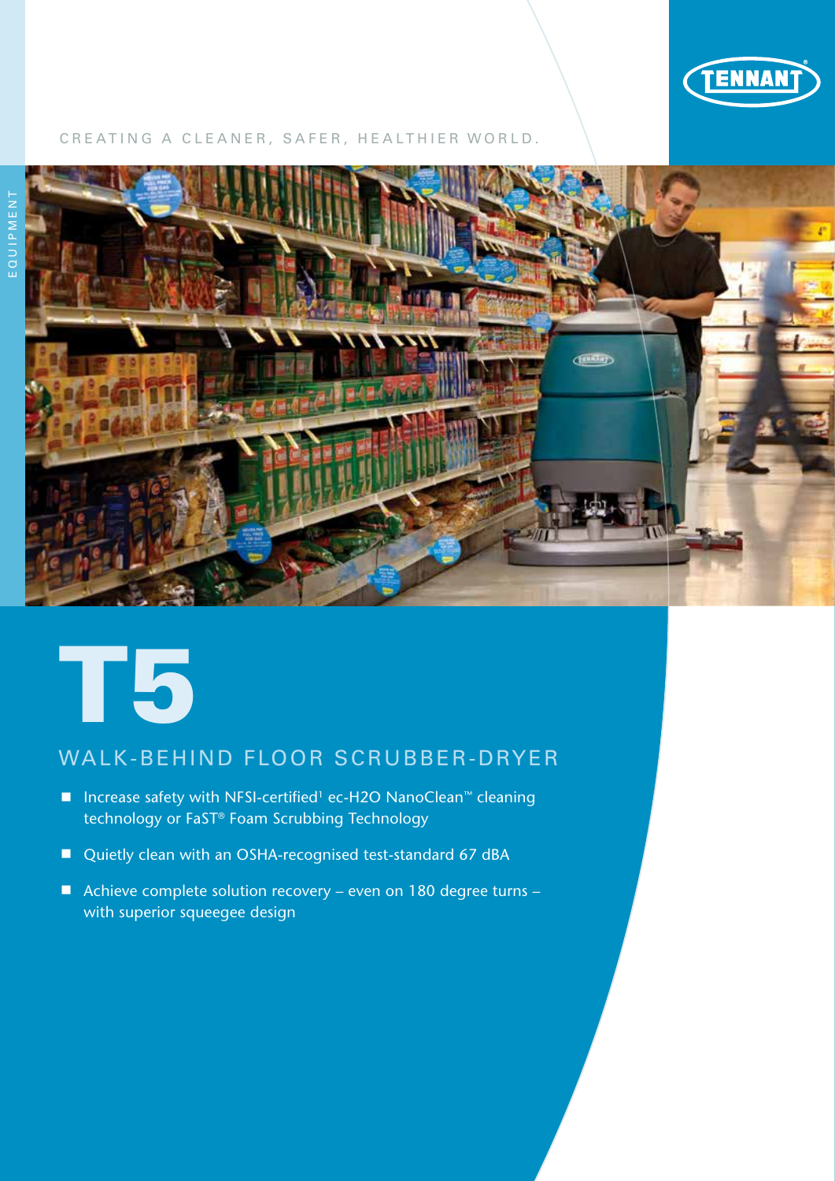TENNANT®

CREATING A CLEANER, SAFER, HEALTHIER WORLD.

EQUIPMENT

# T5

## WALK-BEHIND FLOOR SCRUBBER-DRYER

- Increase safety with NFSI-certified[1] ec-H2O NanoClean™ cleaning technology or FaST® Foam Scrubbing Technology
- Quietly clean with an OSHA-recognised test-standard 67 dBA
- Achieve complete solution recovery – even on 180 degree turns – with superior squeegee design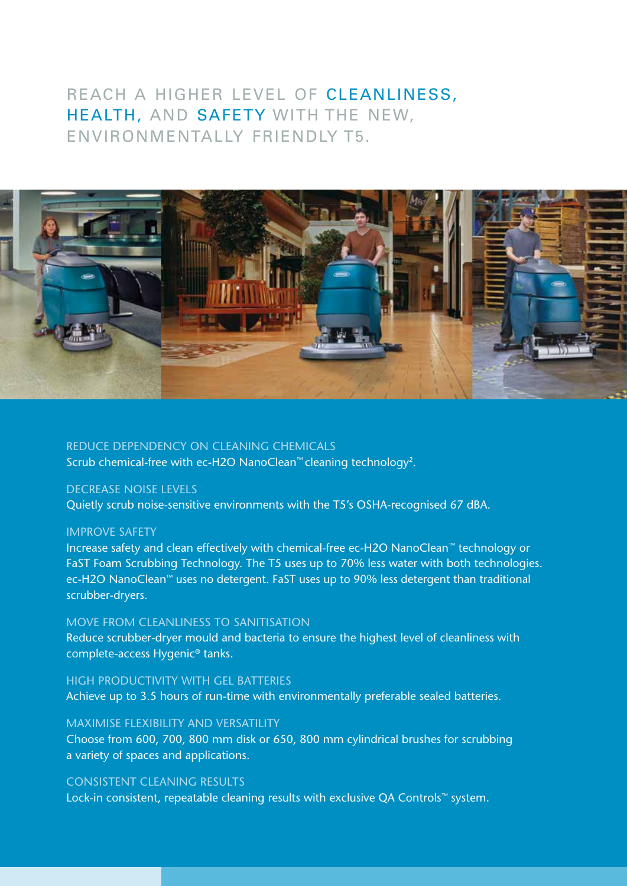# REACH A HIGHER LEVEL OF CLEANLINESS, HEALTH, AND SAFETY WITH THE NEW, ENVIRONMENTALLY FRIENDLY T5.

### REDUCE DEPENDENCY ON CLEANING CHEMICALS

Scrub chemical-free with ec-H2O NanoClean™ cleaning technology[2].

### DECREASE NOISE LEVELS

Quietly scrub noise-sensitive environments with the T5's OSHA-recognised 67 dBA.

### IMPROVE SAFETY

Increase safety and clean effectively with chemical-free ec-H2O NanoClean™ technology or FaST Foam Scrubbing Technology. The T5 uses up to 70% less water with both technologies. ec-H2O NanoClean™ uses no detergent. FaST uses up to 90% less detergent than traditional scrubber-dryers.

### MOVE FROM CLEANLINESS TO SANITISATION

Reduce scrubber-dryer mould and bacteria to ensure the highest level of cleanliness with complete-access Hygenic® tanks.

### HIGH PRODUCTIVITY WITH GEL BATTERIES

Achieve up to 3.5 hours of run-time with environmentally preferable sealed batteries.

### MAXIMISE FLEXIBILITY AND VERSATILITY

Choose from 600, 700, 800 mm disk or 650, 800 mm cylindrical brushes for scrubbing a variety of spaces and applications.

### CONSISTENT CLEANING RESULTS

Lock-in consistent, repeatable cleaning results with exclusive QA Controls™ system.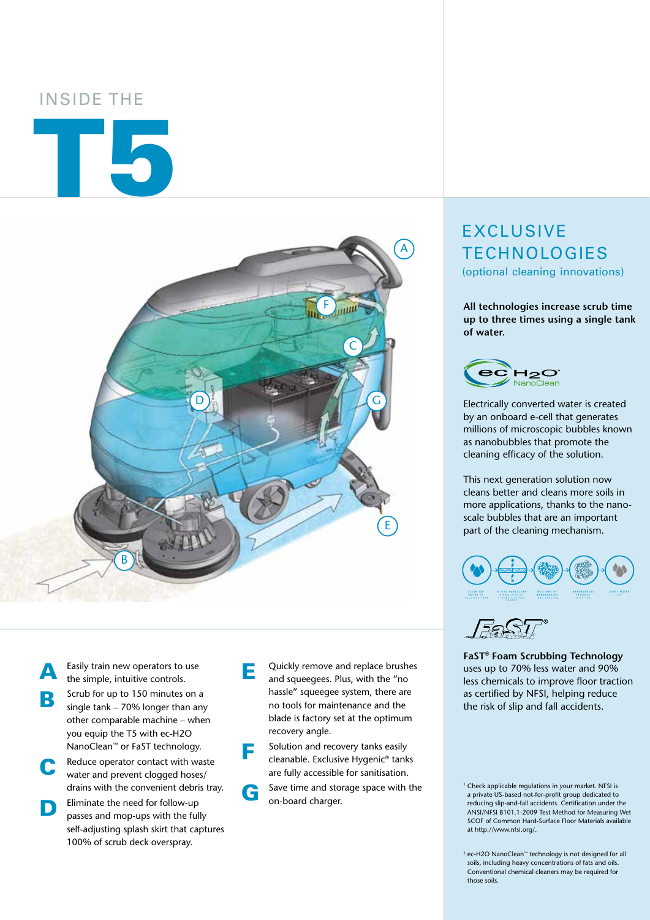INSIDE THE

# T5

**A** Easily train new operators to use the simple, intuitive controls.

**B** Scrub for up to 150 minutes on a single tank – 70% longer than any other comparable machine – when you equip the T5 with ec-H2O NanoClean™ or FaST technology.

**C** Reduce operator contact with waste water and prevent clogged hoses/ drains with the convenient debris tray.

**D** Eliminate the need for follow-up passes and mop-ups with the fully self-adjusting splash skirt that captures 100% of scrub deck overspray.

**E** Quickly remove and replace brushes and squeegees. Plus, with the "no hassle" squeegee system, there are no tools for maintenance and the blade is factory set at the optimum recovery angle.

**F** Solution and recovery tanks easily cleanable. Exclusive Hygenic® tanks are fully accessible for sanitisation.

**G** Save time and storage space with the on-board charger.

## EXCLUSIVE TECHNOLOGIES

(optional cleaning innovations)

**All technologies increase scrub time up to three times using a single tank of water.**

ec H2O NanoClean

Electrically converted water is created by an onboard e-cell that generates millions of microscopic bubbles known as nanobubbles that promote the cleaning efficacy of the solution.

This next generation solution now cleans better and cleans more soils in more applications, thanks to the nano-scale bubbles that are an important part of the cleaning mechanism.

CLEAN TAP WATER IN SOLUTION TANK → ec-H2O NANOCLEAN E-CELL APPLIES STRONG ELECTRIC CHARGE → MILLIONS OF NANOBUBBLES ARE CREATED → NANOBUBBLES INTERACT WITH SOIL → DIRTY WATER OUT

FaST®

**FaST® Foam Scrubbing Technology** uses up to 70% less water and 90% less chemicals to improve floor traction as certified by NFSI, helping reduce the risk of slip and fall accidents.

[1] Check applicable regulations in your market. NFSI is a private US-based not-for-profit group dedicated to reducing slip-and-fall accidents. Certification under the ANSI/NFSI B101.1-2009 Test Method for Measuring Wet SCOF of Common Hard-Surface Floor Materials available at http://www.nfsi.org/.

[2] ec-H2O NanoClean™ technology is not designed for all soils, including heavy concentrations of fats and oils. Conventional chemical cleaners may be required for those soils.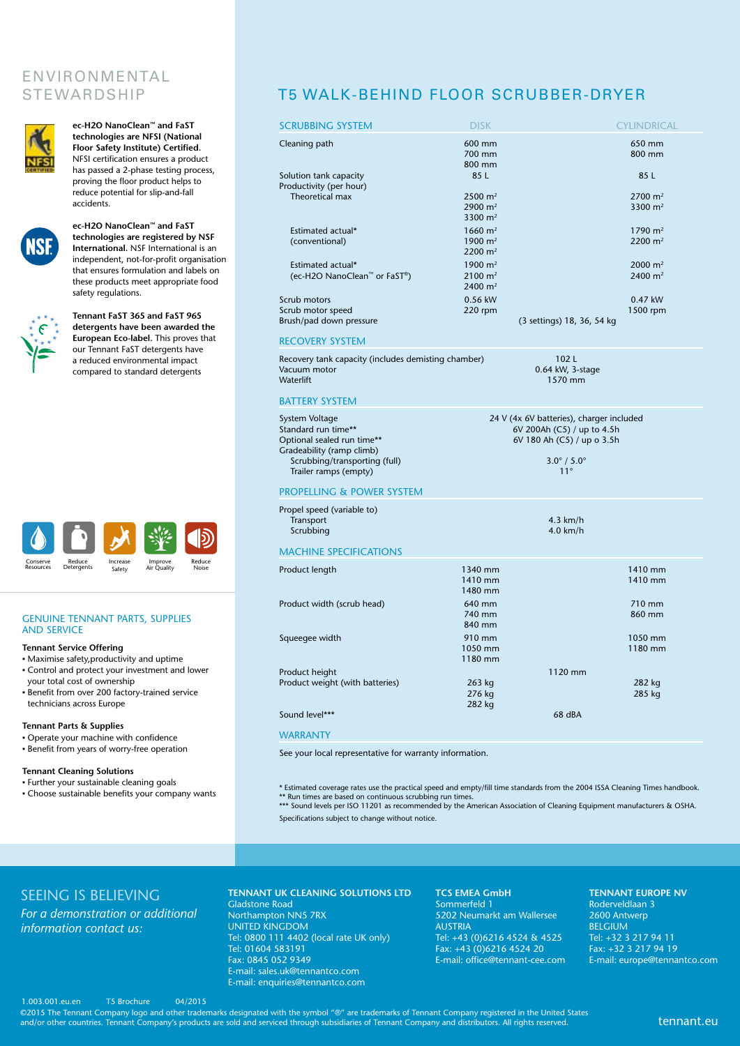# ENVIRONMENTAL STEWARDSHIP

**ec-H2O NanoClean™ and FaST technologies are NFSI (National Floor Safety Institute) Certified.** NFSI certification ensures a product has passed a 2-phase testing process, proving the floor product helps to reduce potential for slip-and-fall accidents.

**ec-H2O NanoClean™ and FaST technologies are registered by NSF International.** NSF International is an independent, not-for-profit organisation that ensures formulation and labels on these products meet appropriate food safety regulations.

**Tennant FaST 365 and FaST 965 detergents have been awarded the European Eco-label.** This proves that our Tennant FaST detergents have a reduced environmental impact compared to standard detergents

Conserve Resources · Reduce Detergents · Increase Safety · Improve Air Quality · Reduce Noise

## GENUINE TENNANT PARTS, SUPPLIES AND SERVICE

**Tennant Service Offering**
- Maximise safety,productivity and uptime
- Control and protect your investment and lower your total cost of ownership
- Benefit from over 200 factory-trained service technicians across Europe

**Tennant Parts & Supplies**
- Operate your machine with confidence
- Benefit from years of worry-free operation

**Tennant Cleaning Solutions**
- Further your sustainable cleaning goals
- Choose sustainable benefits your company wants

# T5 WALK-BEHIND FLOOR SCRUBBER-DRYER

| SCRUBBING SYSTEM | DISK | CYLINDRICAL |
|---|---|---|
| Cleaning path | 600 mm<br>700 mm<br>800 mm | 650 mm<br>800 mm |
| Solution tank capacity | 85 L | 85 L |
| Productivity (per hour) | | |
| Theoretical max | 2500 m²<br>2900 m²<br>3300 m² | 2700 m²<br>3300 m² |
| Estimated actual* (conventional) | 1660 m²<br>1900 m²<br>2200 m² | 1790 m²<br>2200 m² |
| Estimated actual* (ec-H2O NanoClean™ or FaST®) | 1900 m²<br>2100 m²<br>2400 m² | 2000 m²<br>2400 m² |
| Scrub motors | 0.56 kW | 0.47 kW |
| Scrub motor speed | 220 rpm | 1500 rpm |
| Brush/pad down pressure | (3 settings) 18, 36, 54 kg | |

| RECOVERY SYSTEM | |
|---|---|
| Recovery tank capacity (includes demisting chamber) | 102 L |
| Vacuum motor | 0.64 kW, 3-stage |
| Waterlift | 1570 mm |

| BATTERY SYSTEM | |
|---|---|
| System Voltage | 24 V (4x 6V batteries), charger included |
| Standard run time** | 6V 200Ah (C5) / up to 4.5h |
| Optional sealed run time** | 6V 180 Ah (C5) / up o 3.5h |
| Gradeability (ramp climb) | |
| Scrubbing/transporting (full) | 3.0° / 5.0° |
| Trailer ramps (empty) | 11° |

| PROPELLING & POWER SYSTEM | |
|---|---|
| Propel speed (variable to) | |
| Transport | 4.3 km/h |
| Scrubbing | 4.0 km/h |

| MACHINE SPECIFICATIONS | DISK | CYLINDRICAL |
|---|---|---|
| Product length | 1340 mm<br>1410 mm<br>1480 mm | 1410 mm<br>1410 mm |
| Product width (scrub head) | 640 mm<br>740 mm<br>840 mm | 710 mm<br>860 mm |
| Squeegee width | 910 mm<br>1050 mm<br>1180 mm | 1050 mm<br>1180 mm |
| Product height | 1120 mm | |
| Product weight (with batteries) | 263 kg<br>276 kg<br>282 kg | 282 kg<br>285 kg |
| Sound level*** | 68 dBA | |

### WARRANTY

See your local representative for warranty information.

\* Estimated coverage rates use the practical speed and empty/fill time standards from the 2004 ISSA Cleaning Times handbook.
** Run times are based on continuous scrubbing run times.
*** Sound levels per ISO 11201 as recommended by the American Association of Cleaning Equipment manufacturers & OSHA.

Specifications subject to change without notice.

## SEEING IS BELIEVING

*For a demonstration or additional information contact us:*

**TENNANT UK CLEANING SOLUTIONS LTD**
Gladstone Road
Northampton NN5 7RX
UNITED KINGDOM
Tel: 0800 111 4402 (local rate UK only)
Tel: 01604 583191
Fax: 0845 052 9349
E-mail: sales.uk@tennantco.com
E-mail: enquiries@tennantco.com

**TCS EMEA GmbH**
Sommerfeld 1
5202 Neumarkt am Wallersee
AUSTRIA
Tel: +43 (0)6216 4524 & 4525
Fax: +43 (0)6216 4524 20
E-mail: office@tennant-cee.com

**TENNANT EUROPE NV**
Roderveldlaan 3
2600 Antwerp
BELGIUM
Tel: +32 3 217 94 11
Fax: +32 3 217 94 19
E-mail: europe@tennantco.com

1.003.001.eu.en T5 Brochure 04/2015

©2015 The Tennant Company logo and other trademarks designated with the symbol "®" are trademarks of Tennant Company registered in the United States and/or other countries. Tennant Company's products are sold and serviced through subsidiaries of Tennant Company and distributors. All rights reserved.

tennant.eu